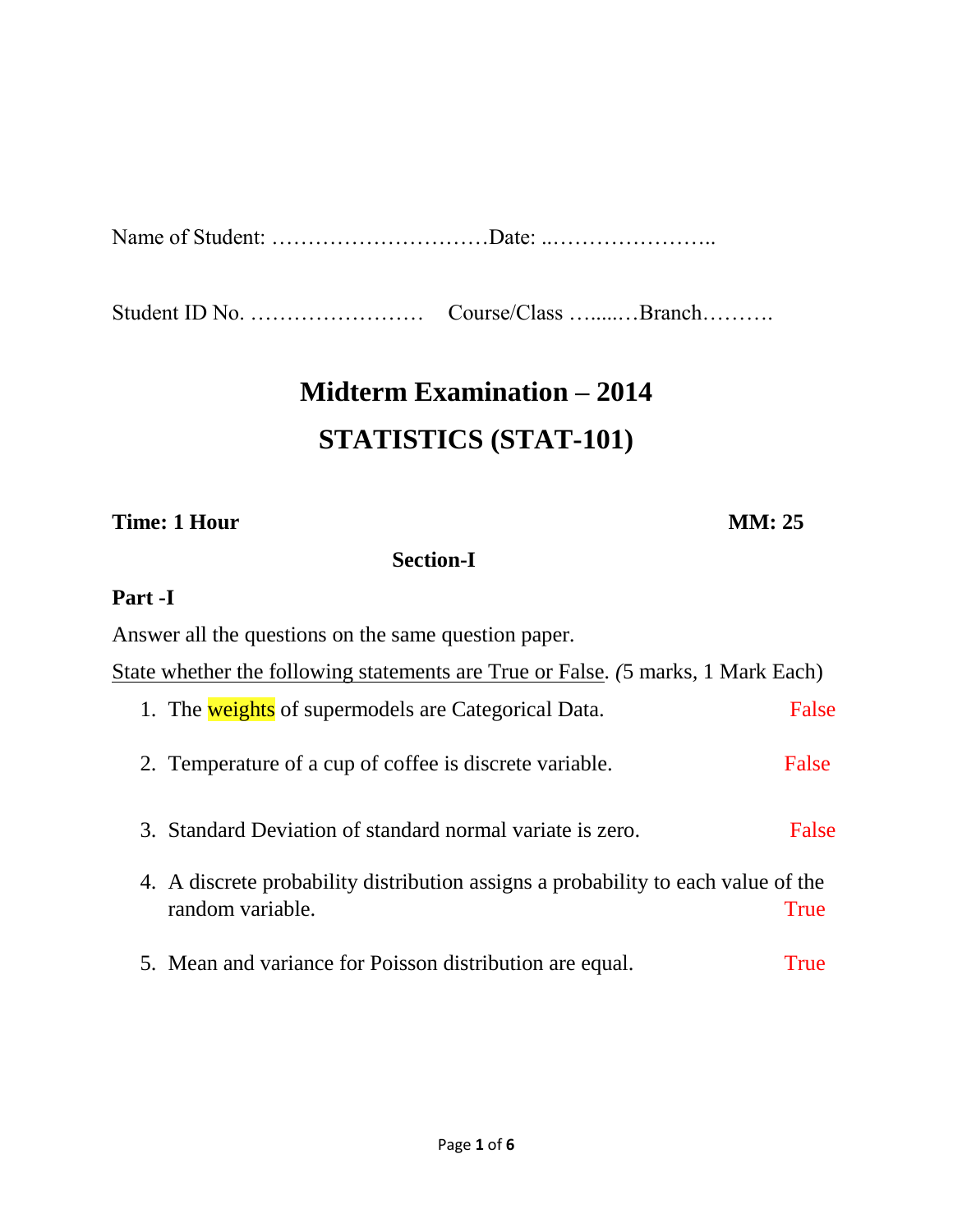Name of Student: …………………………Date: ..…………………..

Student ID No. ……………………  Course/Class …......…Branch……….

# Midterm Examination – 2014

# STATISTICS (STAT-101)

**Time: 1 Hour** **MM: 25**

## Section-I

### Part -I

Answer all the questions on the same question paper.

State whether the following statements are True or False. *(*5 marks, 1 Mark Each)

1. The weights of supermodels are Categorical Data. False
2. Temperature of a cup of coffee is discrete variable. False
3. Standard Deviation of standard normal variate is zero. False
4. A discrete probability distribution assigns a probability to each value of the random variable. True
5. Mean and variance for Poisson distribution are equal. True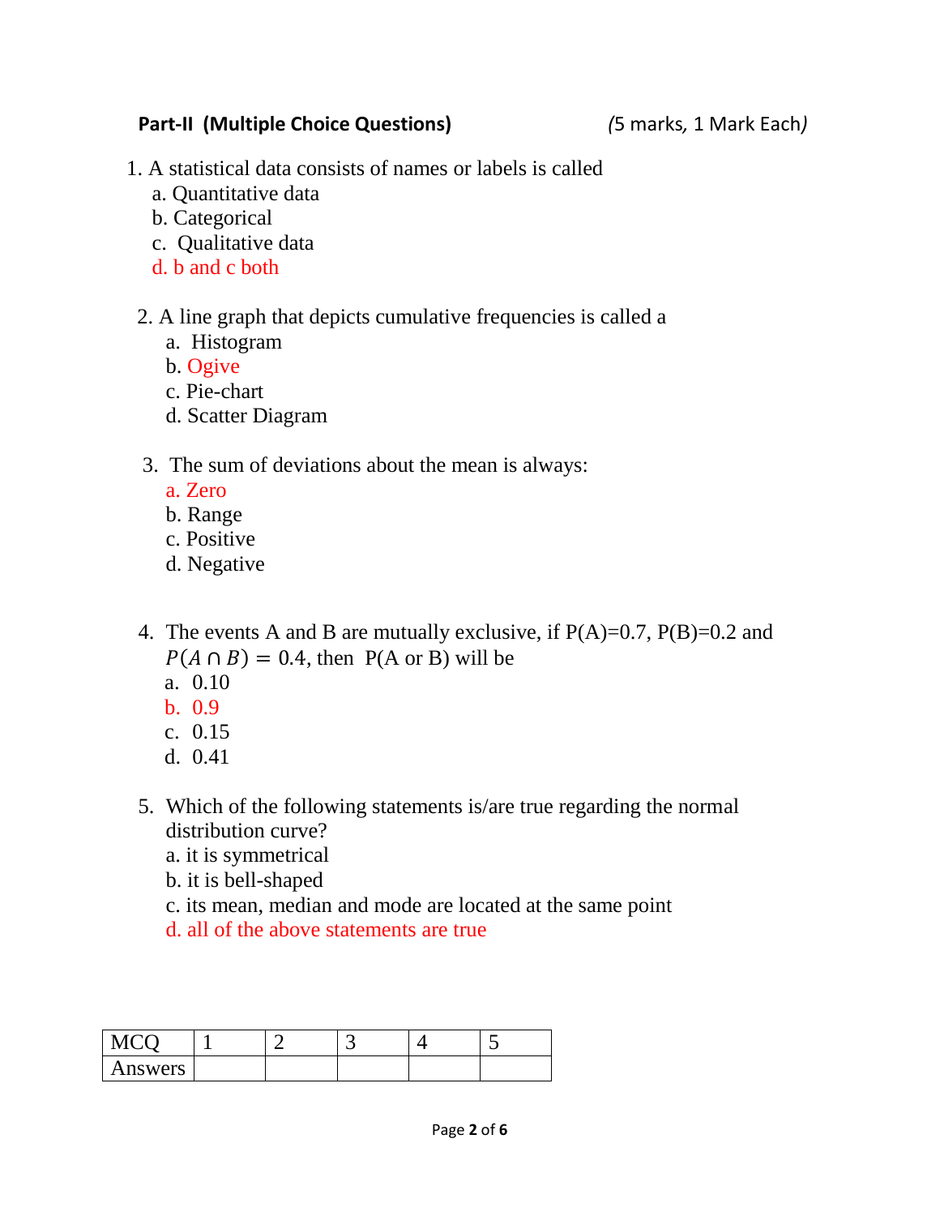**Part-II (Multiple Choice Questions)** *(5 marks, 1 Mark Each)*

1. A statistical data consists of names or labels is called
   a. Quantitative data
   b. Categorical
   c. Qualitative data
   d. b and c both

2. A line graph that depicts cumulative frequencies is called a
   a. Histogram
   b. Ogive
   c. Pie-chart
   d. Scatter Diagram

3. The sum of deviations about the mean is always:
   a. Zero
   b. Range
   c. Positive
   d. Negative

4. The events A and B are mutually exclusive, if P(A)=0.7, P(B)=0.2 and $P(A \cap B) = 0.4$, then P(A or B) will be
   a. 0.10
   b. 0.9
   c. 0.15
   d. 0.41

5. Which of the following statements is/are true regarding the normal distribution curve?
   a. it is symmetrical
   b. it is bell-shaped
   c. its mean, median and mode are located at the same point
   d. all of the above statements are true

| MCQ | 1 | 2 | 3 | 4 | 5 |
|---|---|---|---|---|---|
| Answers | | | | | |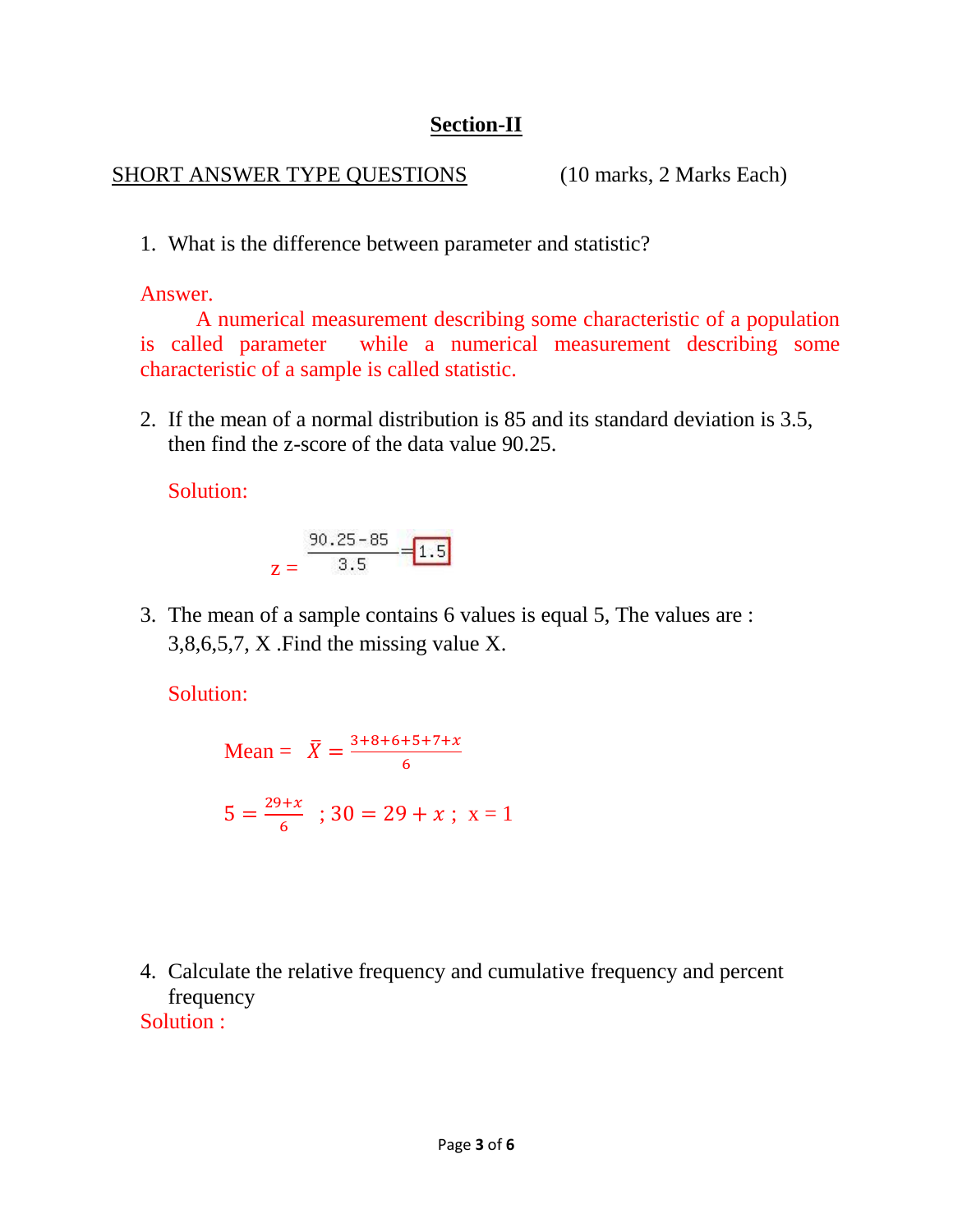## Section-II

SHORT ANSWER TYPE QUESTIONS (10 marks, 2 Marks Each)

1. What is the difference between parameter and statistic?

Answer.

A numerical measurement describing some characteristic of a population is called parameter while a numerical measurement describing some characteristic of a sample is called statistic.

2. If the mean of a normal distribution is 85 and its standard deviation is 3.5, then find the z-score of the data value 90.25.

Solution:

$$z = \frac{90.25 - 85}{3.5} = \boxed{1.5}$$

3. The mean of a sample contains 6 values is equal 5, The values are : 3,8,6,5,7, X .Find the missing value X.

Solution:

$$\text{Mean} = \bar{X} = \frac{3+8+6+5+7+x}{6}$$

$$5 = \frac{29+x}{6} \;\; ; 30 = 29 + x \; ; \;\; x = 1$$

4. Calculate the relative frequency and cumulative frequency and percent frequency

Solution :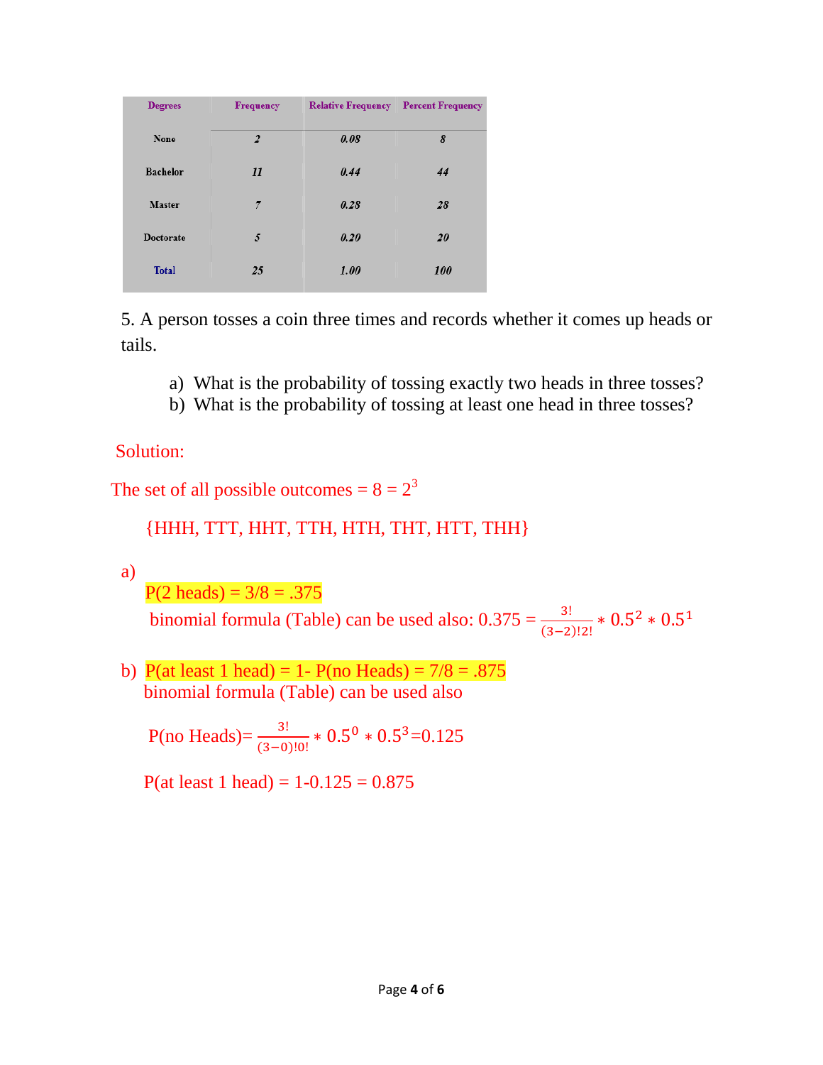| Degrees | Frequency | Relative Frequency | Percent Frequency |
|---|---|---|---|
| None | 2 | 0.08 | 8 |
| Bachelor | 11 | 0.44 | 44 |
| Master | 7 | 0.28 | 28 |
| Doctorate | 5 | 0.20 | 20 |
| Total | 25 | 1.00 | 100 |

5. A person tosses a coin three times and records whether it comes up heads or tails.

a) What is the probability of tossing exactly two heads in three tosses?
b) What is the probability of tossing at least one head in three tosses?

Solution:

The set of all possible outcomes = 8 = $2^3$

{HHH, TTT, HHT, TTH, HTH, THT, HTT, THH}

a)
P(2 heads) = 3/8 = .375

binomial formula (Table) can be used also: $0.375 = \frac{3!}{(3-2)!2!} * 0.5^2 * 0.5^1$

b) P(at least 1 head) = 1- P(no Heads) = 7/8 = .875

binomial formula (Table) can be used also

P(no Heads)= $\frac{3!}{(3-0)!0!} * 0.5^0 * 0.5^3$=0.125

P(at least 1 head) = 1-0.125 = 0.875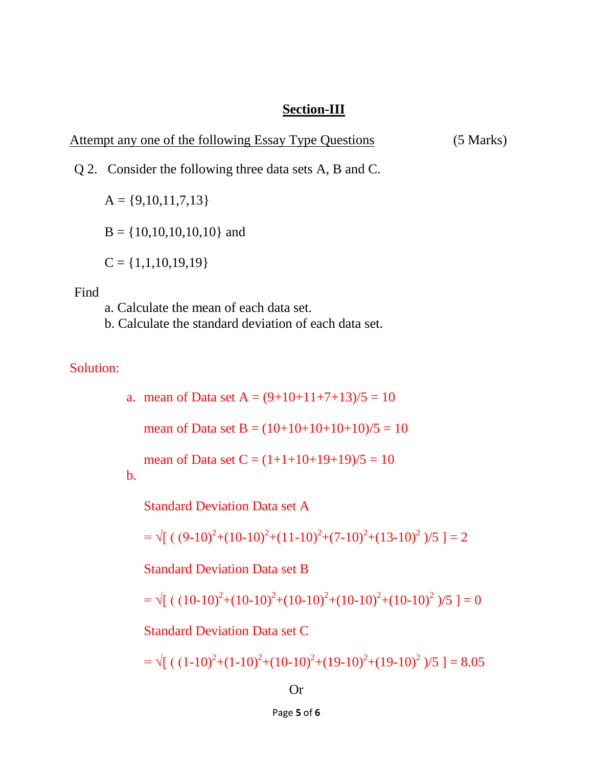## Section-III

Attempt any one of the following Essay Type Questions (5 Marks)

Q 2. Consider the following three data sets A, B and C.

A = {9,10,11,7,13}

B = {10,10,10,10,10} and

C = {1,1,10,19,19}

Find

a. Calculate the mean of each data set.
b. Calculate the standard deviation of each data set.

Solution:

a. mean of Data set A = (9+10+11+7+13)/5 = 10

mean of Data set B = (10+10+10+10+10)/5 = 10

mean of Data set C = (1+1+10+19+19)/5 = 10

b.

Standard Deviation Data set A

$= \sqrt{[ ( (9-10)^2+(10-10)^2+(11-10)^2+(7-10)^2+(13-10)^2 )/5 ]} = 2$

Standard Deviation Data set B

$= \sqrt{[ ( (10-10)^2+(10-10)^2+(10-10)^2+(10-10)^2+(10-10)^2 )/5 ]} = 0$

Standard Deviation Data set C

$= \sqrt{[ ( (1-10)^2+(1-10)^2+(10-10)^2+(19-10)^2+(19-10)^2 )/5 ]} = 8.05$

Or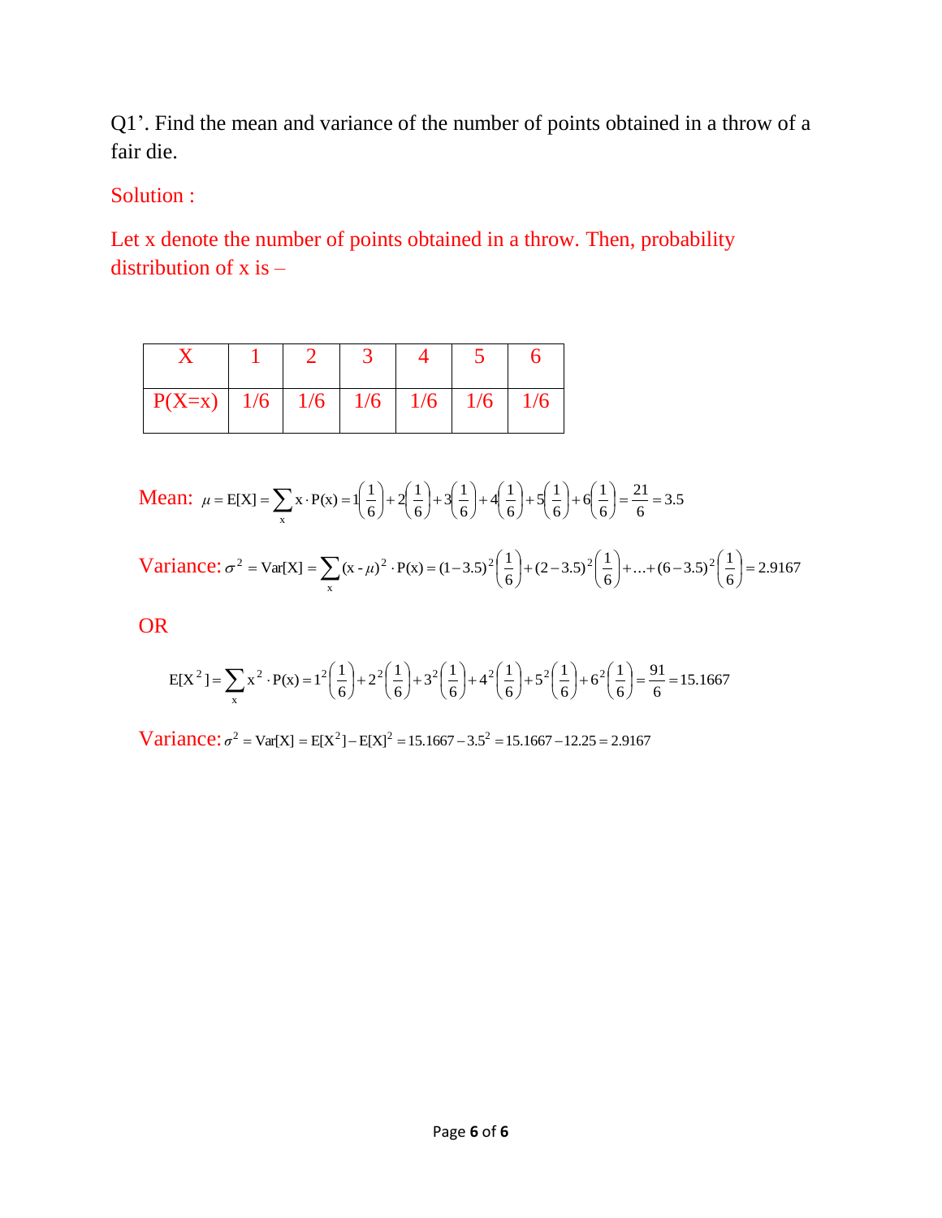Q1'. Find the mean and variance of the number of points obtained in a throw of a fair die.

Solution :

Let x denote the number of points obtained in a throw. Then, probability distribution of x is –

| X | 1 | 2 | 3 | 4 | 5 | 6 |
|---|---|---|---|---|---|---|
| P(X=x) | 1/6 | 1/6 | 1/6 | 1/6 | 1/6 | 1/6 |

Mean: $\mu = \mathrm{E[X]} = \sum_{x} x \cdot \mathrm{P(x)} = 1\left(\frac{1}{6}\right) + 2\left(\frac{1}{6}\right) + 3\left(\frac{1}{6}\right) + 4\left(\frac{1}{6}\right) + 5\left(\frac{1}{6}\right) + 6\left(\frac{1}{6}\right) = \frac{21}{6} = 3.5$

Variance: $\sigma^2 = \mathrm{Var[X]} = \sum_{x} (x - \mu)^2 \cdot \mathrm{P(x)} = (1-3.5)^2\left(\frac{1}{6}\right) + (2-3.5)^2\left(\frac{1}{6}\right) + \ldots + (6-3.5)^2\left(\frac{1}{6}\right) = 2.9167$

OR

$$\mathrm{E[X^2]} = \sum_{x} x^2 \cdot \mathrm{P(x)} = 1^2\left(\frac{1}{6}\right) + 2^2\left(\frac{1}{6}\right) + 3^2\left(\frac{1}{6}\right) + 4^2\left(\frac{1}{6}\right) + 5^2\left(\frac{1}{6}\right) + 6^2\left(\frac{1}{6}\right) = \frac{91}{6} = 15.1667$$

Variance: $\sigma^2 = \mathrm{Var[X]} = \mathrm{E[X^2]} - \mathrm{E[X]}^2 = 15.1667 - 3.5^2 = 15.1667 - 12.25 = 2.9167$